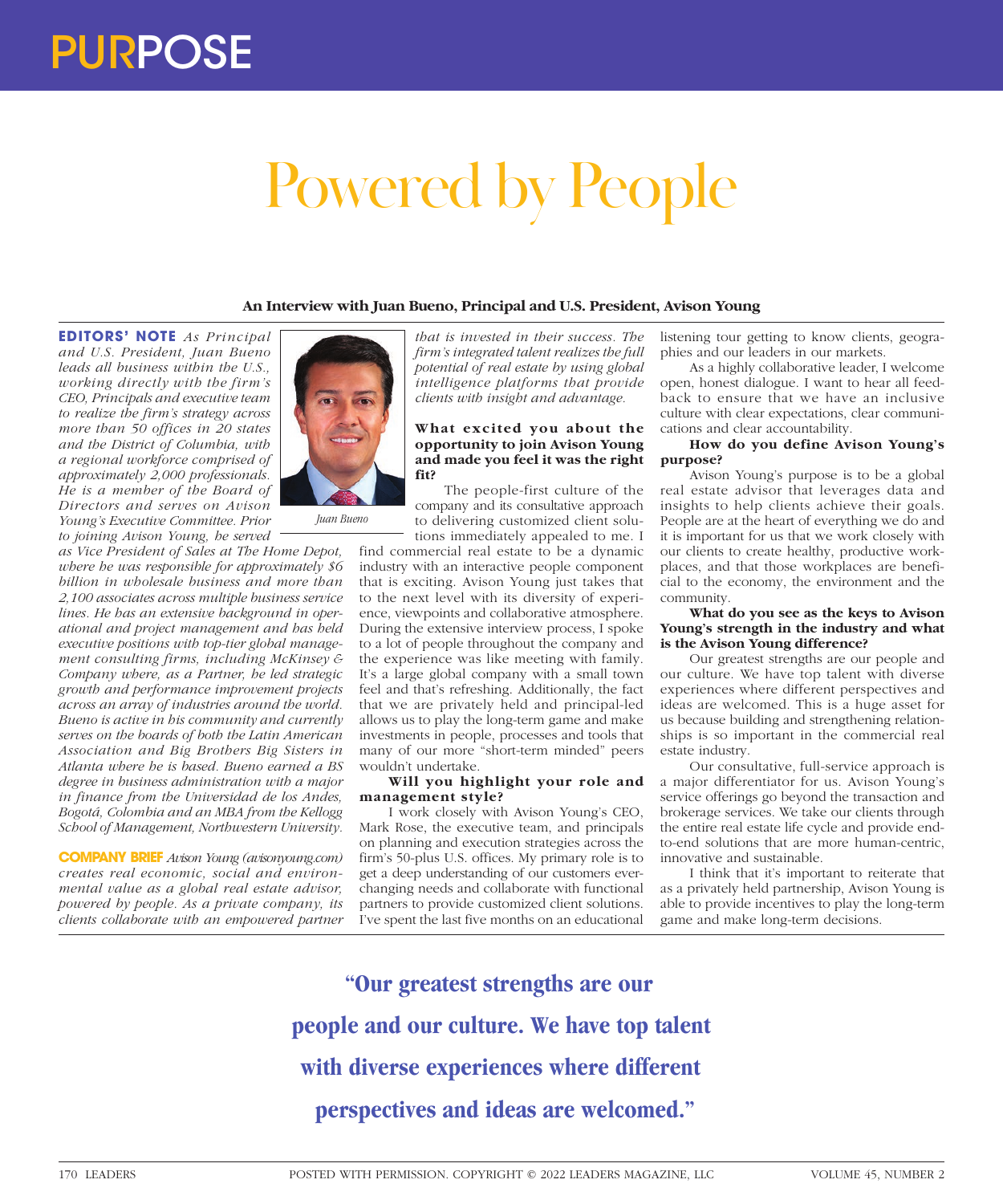PURPOSE

# Powered by People

## An Interview with Juan Bueno, Principal and U.S. President, Avison Young

**EDITORS' NOTE** *As Principal and U.S. President, Juan Bueno leads all business within the U.S., working directly with the firm's CEO, Principals and executive team to realize the firm's strategy across more than 50 offices in 20 states and the District of Columbia, with a regional workforce comprised of approximately 2,000 professionals. He is a member of the Board of Directors and serves on Avison Young's Executive Committee. Prior to joining Avison Young, he served as Vice President of Sales at The Home Depot, where he was responsible for approximately $6 billion in wholesale business and more than 2,100 associates across multiple business service lines. He has an extensive background in operational and project management and has held executive positions with top-tier global management consulting firms, including McKinsey & Company where, as a Partner, he led strategic growth and performance improvement projects across an array of industries around the world. Bueno is active in his community and currently serves on the boards of both the Latin American Association and Big Brothers Big Sisters in Atlanta where he is based. Bueno earned a BS degree in business administration with a major in finance from the Universidad de los Andes, Bogotá, Colombia and an MBA from the Kellogg School of Management, Northwestern University.*

*Juan Bueno*

**COMPANY BRIEF** *Avison Young (avisonyoung.com) creates real economic, social and environmental value as a global real estate advisor, powered by people. As a private company, its clients collaborate with an empowered partner that is invested in their success. The firm's integrated talent realizes the full potential of real estate by using global intelligence platforms that provide clients with insight and advantage.*

**What excited you about the opportunity to join Avison Young and made you feel it was the right fit?**

The people-first culture of the company and its consultative approach to delivering customized client solutions immediately appealed to me. I find commercial real estate to be a dynamic industry with an interactive people component that is exciting. Avison Young just takes that to the next level with its diversity of experience, viewpoints and collaborative atmosphere. During the extensive interview process, I spoke to a lot of people throughout the company and the experience was like meeting with family. It's a large global company with a small town feel and that's refreshing. Additionally, the fact that we are privately held and principal-led allows us to play the long-term game and make investments in people, processes and tools that many of our more "short-term minded" peers wouldn't undertake.

**Will you highlight your role and management style?**

I work closely with Avison Young's CEO, Mark Rose, the executive team, and principals on planning and execution strategies across the firm's 50-plus U.S. offices. My primary role is to get a deep understanding of our customers ever-changing needs and collaborate with functional partners to provide customized client solutions. I've spent the last five months on an educational listening tour getting to know clients, geographies and our leaders in our markets.

As a highly collaborative leader, I welcome open, honest dialogue. I want to hear all feedback to ensure that we have an inclusive culture with clear expectations, clear communications and clear accountability.

**How do you define Avison Young's purpose?**

Avison Young's purpose is to be a global real estate advisor that leverages data and insights to help clients achieve their goals. People are at the heart of everything we do and it is important for us that we work closely with our clients to create healthy, productive workplaces, and that those workplaces are beneficial to the economy, the environment and the community.

**What do you see as the keys to Avison Young's strength in the industry and what is the Avison Young difference?**

Our greatest strengths are our people and our culture. We have top talent with diverse experiences where different perspectives and ideas are welcomed. This is a huge asset for us because building and strengthening relationships is so important in the commercial real estate industry.

Our consultative, full-service approach is a major differentiator for us. Avison Young's service offerings go beyond the transaction and brokerage services. We take our clients through the entire real estate life cycle and provide end-to-end solutions that are more human-centric, innovative and sustainable.

I think that it's important to reiterate that as a privately held partnership, Avison Young is able to provide incentives to play the long-term game and make long-term decisions.

> **"Our greatest strengths are our people and our culture. We have top talent with diverse experiences where different perspectives and ideas are welcomed."**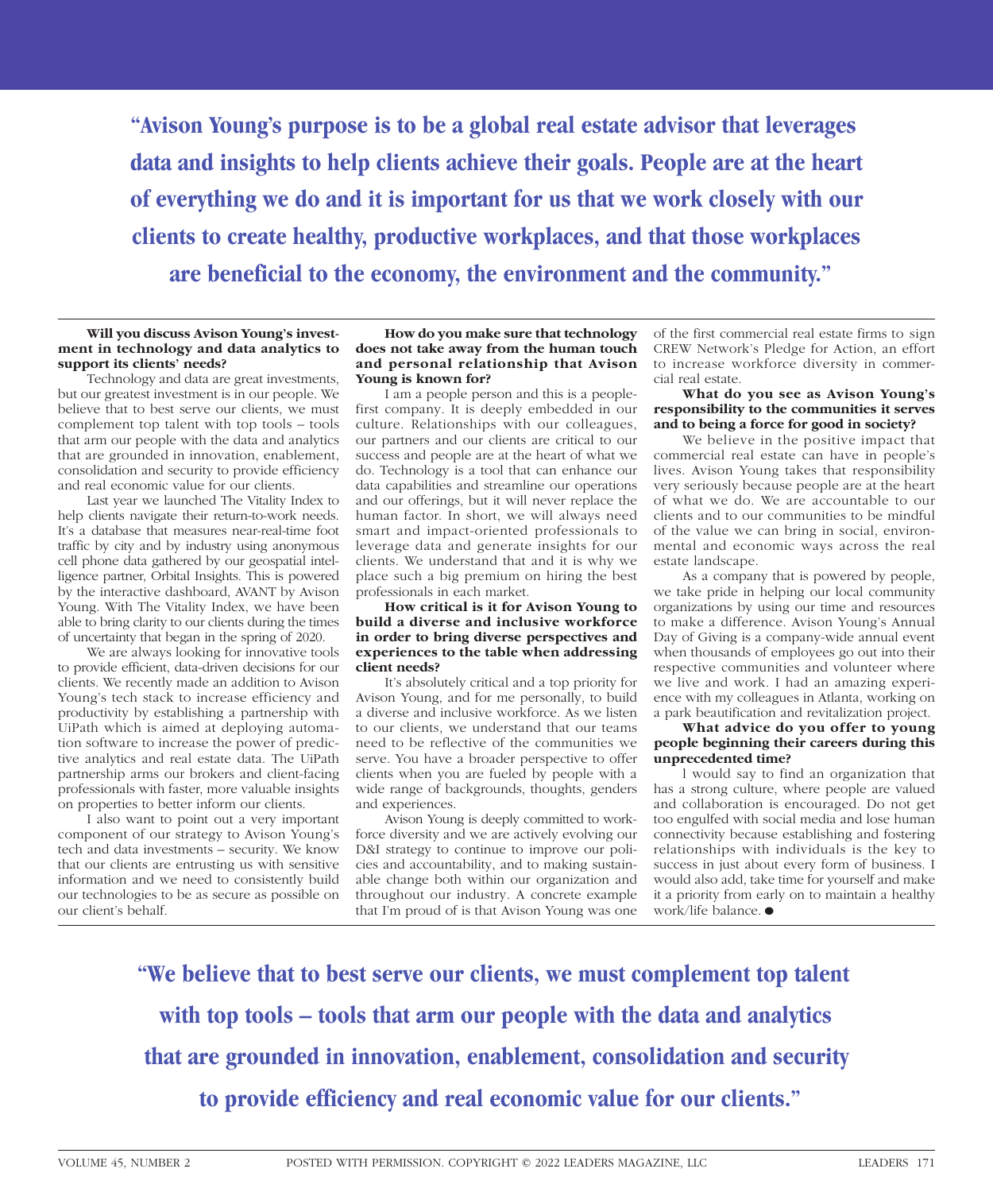**"Avison Young's purpose is to be a global real estate advisor that leverages data and insights to help clients achieve their goals. People are at the heart of everything we do and it is important for us that we work closely with our clients to create healthy, productive workplaces, and that those workplaces are beneficial to the economy, the environment and the community."**

**Will you discuss Avison Young's investment in technology and data analytics to support its clients' needs?**

Technology and data are great investments, but our greatest investment is in our people. We believe that to best serve our clients, we must complement top talent with top tools – tools that arm our people with the data and analytics that are grounded in innovation, enablement, consolidation and security to provide efficiency and real economic value for our clients.

Last year we launched The Vitality Index to help clients navigate their return-to-work needs. It's a database that measures near-real-time foot traffic by city and by industry using anonymous cell phone data gathered by our geospatial intelligence partner, Orbital Insights. This is powered by the interactive dashboard, AVANT by Avison Young. With The Vitality Index, we have been able to bring clarity to our clients during the times of uncertainty that began in the spring of 2020.

We are always looking for innovative tools to provide efficient, data-driven decisions for our clients. We recently made an addition to Avison Young's tech stack to increase efficiency and productivity by establishing a partnership with UiPath which is aimed at deploying automation software to increase the power of predictive analytics and real estate data. The UiPath partnership arms our brokers and client-facing professionals with faster, more valuable insights on properties to better inform our clients.

I also want to point out a very important component of our strategy to Avison Young's tech and data investments – security. We know that our clients are entrusting us with sensitive information and we need to consistently build our technologies to be as secure as possible on our client's behalf.

**How do you make sure that technology does not take away from the human touch and personal relationship that Avison Young is known for?**

I am a people person and this is a people-first company. It is deeply embedded in our culture. Relationships with our colleagues, our partners and our clients are critical to our success and people are at the heart of what we do. Technology is a tool that can enhance our data capabilities and streamline our operations and our offerings, but it will never replace the human factor. In short, we will always need smart and impact-oriented professionals to leverage data and generate insights for our clients. We understand that and it is why we place such a big premium on hiring the best professionals in each market.

**How critical is it for Avison Young to build a diverse and inclusive workforce in order to bring diverse perspectives and experiences to the table when addressing client needs?**

It's absolutely critical and a top priority for Avison Young, and for me personally, to build a diverse and inclusive workforce. As we listen to our clients, we understand that our teams need to be reflective of the communities we serve. You have a broader perspective to offer clients when you are fueled by people with a wide range of backgrounds, thoughts, genders and experiences.

Avison Young is deeply committed to workforce diversity and we are actively evolving our D&I strategy to continue to improve our policies and accountability, and to making sustainable change both within our organization and throughout our industry. A concrete example that I'm proud of is that Avison Young was one of the first commercial real estate firms to sign CREW Network's Pledge for Action, an effort to increase workforce diversity in commercial real estate.

**What do you see as Avison Young's responsibility to the communities it serves and to being a force for good in society?**

We believe in the positive impact that commercial real estate can have in people's lives. Avison Young takes that responsibility very seriously because people are at the heart of what we do. We are accountable to our clients and to our communities to be mindful of the value we can bring in social, environmental and economic ways across the real estate landscape.

As a company that is powered by people, we take pride in helping our local community organizations by using our time and resources to make a difference. Avison Young's Annual Day of Giving is a company-wide annual event when thousands of employees go out into their respective communities and volunteer where we live and work. I had an amazing experience with my colleagues in Atlanta, working on a park beautification and revitalization project.

**What advice do you offer to young people beginning their careers during this unprecedented time?**

I would say to find an organization that has a strong culture, where people are valued and collaboration is encouraged. Do not get too engulfed with social media and lose human connectivity because establishing and fostering relationships with individuals is the key to success in just about every form of business. I would also add, take time for yourself and make it a priority from early on to maintain a healthy work/life balance. ●

**"We believe that to best serve our clients, we must complement top talent with top tools – tools that arm our people with the data and analytics that are grounded in innovation, enablement, consolidation and security to provide efficiency and real economic value for our clients."**

POSTED WITH PERMISSION. COPYRIGHT © 2022 LEADERS MAGAZINE, LLC